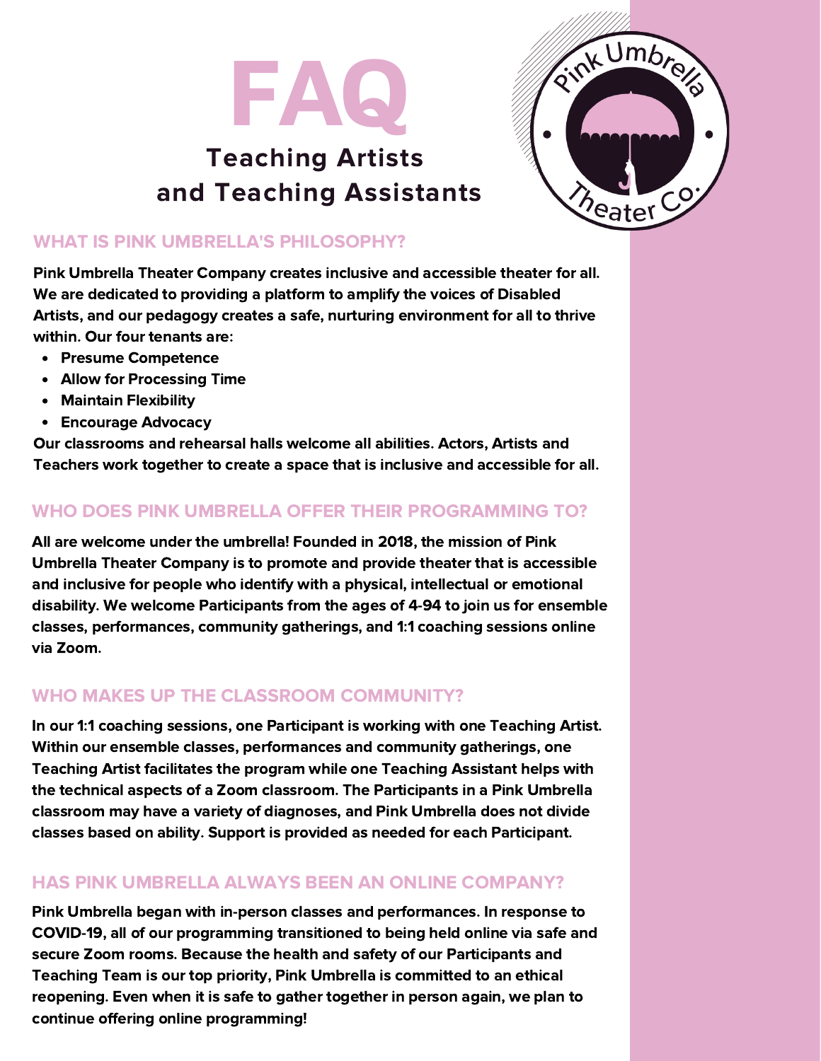# FAQ

## Teaching Artists and Teaching Assistants

### WHAT IS PINK UMBRELLA'S PHILOSOPHY?

**Pink Umbrella Theater Company creates inclusive and accessible theater for all. We are dedicated to providing a platform to amplify the voices of Disabled Artists, and our pedagogy creates a safe, nurturing environment for all to thrive within. Our four tenants are:**

- **Presume Competence**
- **Allow for Processing Time**
- **Maintain Flexibility**
- **Encourage Advocacy**

**Our classrooms and rehearsal halls welcome all abilities. Actors, Artists and Teachers work together to create a space that is inclusive and accessible for all.**

### WHO DOES PINK UMBRELLA OFFER THEIR PROGRAMMING TO?

**All are welcome under the umbrella! Founded in 2018, the mission of Pink Umbrella Theater Company is to promote and provide theater that is accessible and inclusive for people who identify with a physical, intellectual or emotional disability. We welcome Participants from the ages of 4-94 to join us for ensemble classes, performances, community gatherings, and 1:1 coaching sessions online via Zoom.**

### WHO MAKES UP THE CLASSROOM COMMUNITY?

**In our 1:1 coaching sessions, one Participant is working with one Teaching Artist. Within our ensemble classes, performances and community gatherings, one Teaching Artist facilitates the program while one Teaching Assistant helps with the technical aspects of a Zoom classroom. The Participants in a Pink Umbrella classroom may have a variety of diagnoses, and Pink Umbrella does not divide classes based on ability. Support is provided as needed for each Participant.**

### HAS PINK UMBRELLA ALWAYS BEEN AN ONLINE COMPANY?

**Pink Umbrella began with in-person classes and performances. In response to COVID-19, all of our programming transitioned to being held online via safe and secure Zoom rooms. Because the health and safety of our Participants and Teaching Team is our top priority, Pink Umbrella is committed to an ethical reopening. Even when it is safe to gather together in person again, we plan to continue offering online programming!**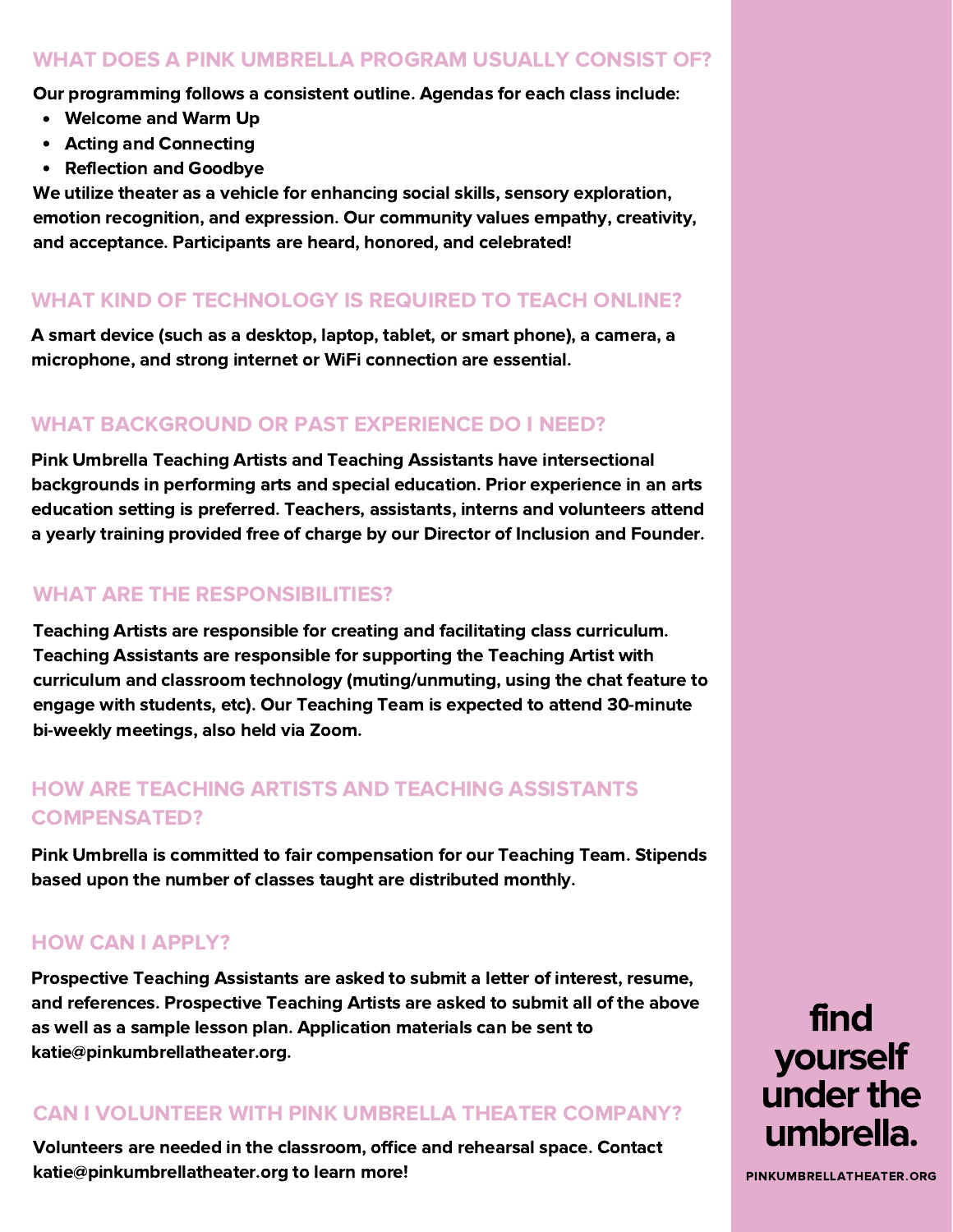## WHAT DOES A PINK UMBRELLA PROGRAM USUALLY CONSIST OF?

**Our programming follows a consistent outline. Agendas for each class include:**

- **Welcome and Warm Up**
- **Acting and Connecting**
- **Reflection and Goodbye**

**We utilize theater as a vehicle for enhancing social skills, sensory exploration, emotion recognition, and expression. Our community values empathy, creativity, and acceptance. Participants are heard, honored, and celebrated!**

## WHAT KIND OF TECHNOLOGY IS REQUIRED TO TEACH ONLINE?

**A smart device (such as a desktop, laptop, tablet, or smart phone), a camera, a microphone, and strong internet or WiFi connection are essential.**

## WHAT BACKGROUND OR PAST EXPERIENCE DO I NEED?

**Pink Umbrella Teaching Artists and Teaching Assistants have intersectional backgrounds in performing arts and special education. Prior experience in an arts education setting is preferred. Teachers, assistants, interns and volunteers attend a yearly training provided free of charge by our Director of Inclusion and Founder.**

## WHAT ARE THE RESPONSIBILITIES?

**Teaching Artists are responsible for creating and facilitating class curriculum. Teaching Assistants are responsible for supporting the Teaching Artist with curriculum and classroom technology (muting/unmuting, using the chat feature to engage with students, etc). Our Teaching Team is expected to attend 30-minute bi-weekly meetings, also held via Zoom.**

## HOW ARE TEACHING ARTISTS AND TEACHING ASSISTANTS COMPENSATED?

**Pink Umbrella is committed to fair compensation for our Teaching Team. Stipends based upon the number of classes taught are distributed monthly.**

## HOW CAN I APPLY?

**Prospective Teaching Assistants are asked to submit a letter of interest, resume, and references. Prospective Teaching Artists are asked to submit all of the above as well as a sample lesson plan. Application materials can be sent to katie@pinkumbrellatheater.org.**

## CAN I VOLUNTEER WITH PINK UMBRELLA THEATER COMPANY?

**Volunteers are needed in the classroom, office and rehearsal space. Contact katie@pinkumbrellatheater.org to learn more!**

**find yourself under the umbrella.**

PINKUMBRELLATHEATER.ORG